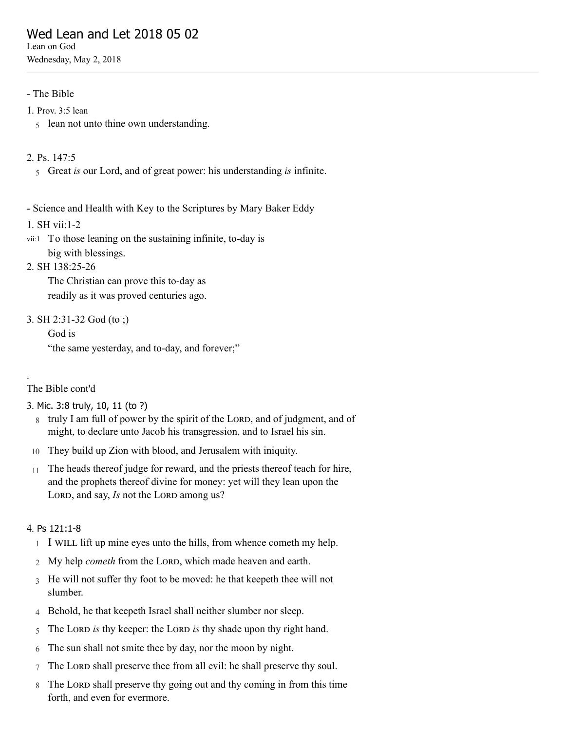# Wed Lean and Let 2018 05 02

Lean on God

Wednesday, May 2, 2018

- The Bible

1. Prov. 3:5 lean

5 lean not unto thine own understanding.

2. Ps. 147:5

5 Great *is* our Lord, and of great power: his understanding *is* infinite.

- Science and Health with Key to the Scriptures by Mary Baker Eddy

1. SH vii:1-2

vii:1 To those leaning on the sustaining infinite, to-day is big with blessings.

2. SH 138:25-26

The Christian can prove this to-day as readily as it was proved centuries ago.

3. SH 2:31-32 God (to ;)

God is "the same yesterday, and to-day, and forever;"

.

The Bible cont'd

3. Mic. 3:8 truly, 10, 11 (to ?)

8 truly I am full of power by the spirit of the LORD, and of judgment, and of might, to declare unto Jacob his transgression, and to Israel his sin.

10 They build up Zion with blood, and Jerusalem with iniquity.

11 The heads thereof judge for reward, and the priests thereof teach for hire, and the prophets thereof divine for money: yet will they lean upon the LORD, and say, *Is* not the LORD among us?

4. Ps 121:1-8

1 I WILL lift up mine eyes unto the hills, from whence cometh my help.

2 My help *cometh* from the LORD, which made heaven and earth.

3 He will not suffer thy foot to be moved: he that keepeth thee will not slumber.

4 Behold, he that keepeth Israel shall neither slumber nor sleep.

5 The LORD *is* thy keeper: the LORD *is* thy shade upon thy right hand.

6 The sun shall not smite thee by day, nor the moon by night.

7 The LORD shall preserve thee from all evil: he shall preserve thy soul.

8 The LORD shall preserve thy going out and thy coming in from this time forth, and even for evermore.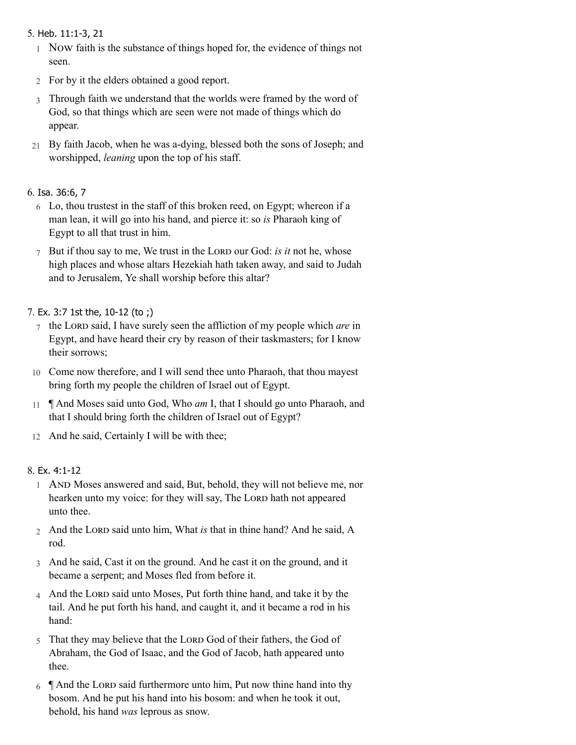5. Heb. 11:1-3, 21

1 Now faith is the substance of things hoped for, the evidence of things not seen.

2 For by it the elders obtained a good report.

3 Through faith we understand that the worlds were framed by the word of God, so that things which are seen were not made of things which do appear.

21 By faith Jacob, when he was a-dying, blessed both the sons of Joseph; and worshipped, *leaning* upon the top of his staff.

6. Isa. 36:6, 7

6 Lo, thou trustest in the staff of this broken reed, on Egypt; whereon if a man lean, it will go into his hand, and pierce it: so *is* Pharaoh king of Egypt to all that trust in him.

7 But if thou say to me, We trust in the Lord our God: *is it* not he, whose high places and whose altars Hezekiah hath taken away, and said to Judah and to Jerusalem, Ye shall worship before this altar?

7. Ex. 3:7 1st the, 10-12 (to ;)

7 the Lord said, I have surely seen the affliction of my people which *are* in Egypt, and have heard their cry by reason of their taskmasters; for I know their sorrows;

10 Come now therefore, and I will send thee unto Pharaoh, that thou mayest bring forth my people the children of Israel out of Egypt.

11 ¶ And Moses said unto God, Who *am* I, that I should go unto Pharaoh, and that I should bring forth the children of Israel out of Egypt?

12 And he said, Certainly I will be with thee;

8. Ex. 4:1-12

1 And Moses answered and said, But, behold, they will not believe me, nor hearken unto my voice: for they will say, The Lord hath not appeared unto thee.

2 And the Lord said unto him, What *is* that in thine hand? And he said, A rod.

3 And he said, Cast it on the ground. And he cast it on the ground, and it became a serpent; and Moses fled from before it.

4 And the Lord said unto Moses, Put forth thine hand, and take it by the tail. And he put forth his hand, and caught it, and it became a rod in his hand:

5 That they may believe that the Lord God of their fathers, the God of Abraham, the God of Isaac, and the God of Jacob, hath appeared unto thee.

6 ¶ And the Lord said furthermore unto him, Put now thine hand into thy bosom. And he put his hand into his bosom: and when he took it out, behold, his hand *was* leprous as snow.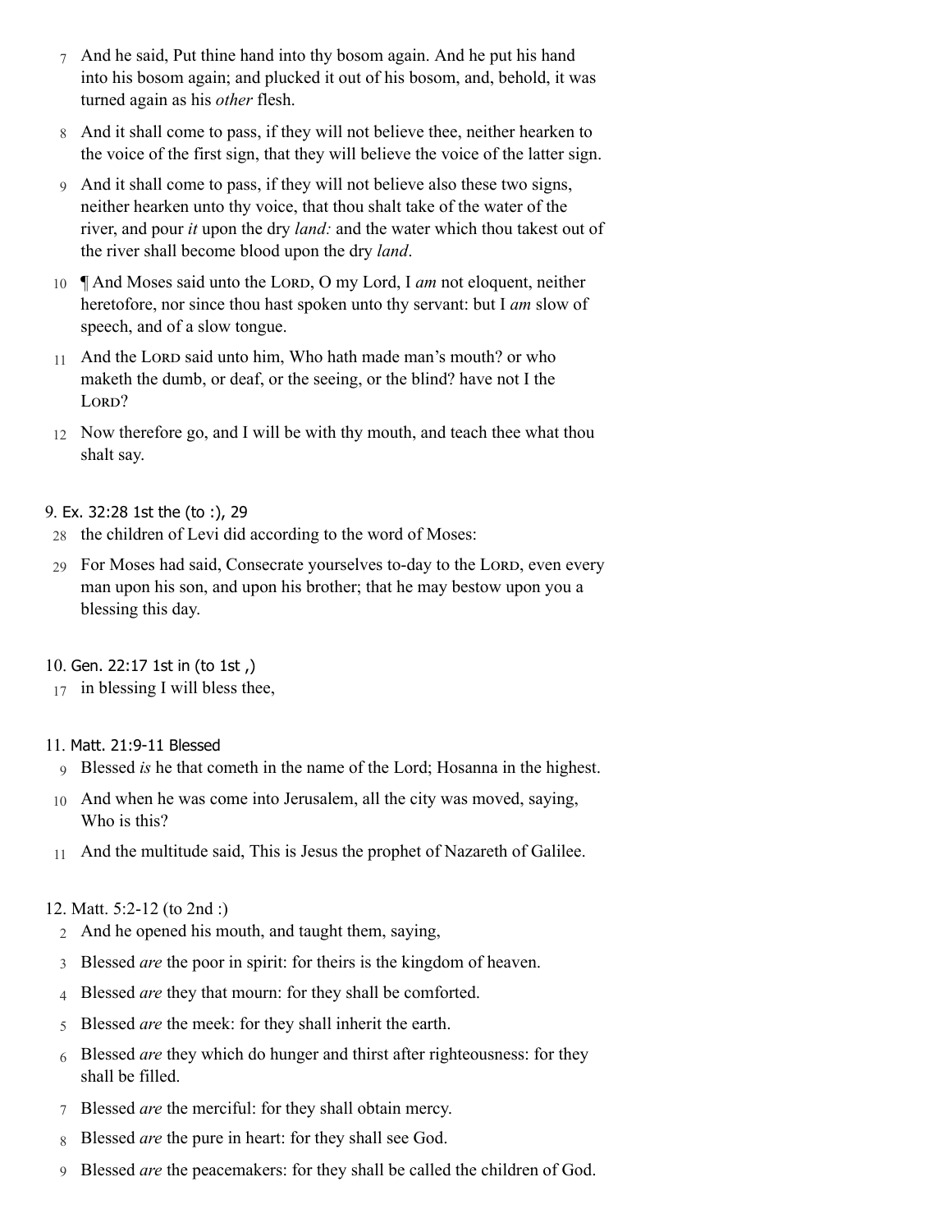7 And he said, Put thine hand into thy bosom again. And he put his hand into his bosom again; and plucked it out of his bosom, and, behold, it was turned again as his *other* flesh.

8 And it shall come to pass, if they will not believe thee, neither hearken to the voice of the first sign, that they will believe the voice of the latter sign.

9 And it shall come to pass, if they will not believe also these two signs, neither hearken unto thy voice, that thou shalt take of the water of the river, and pour *it* upon the dry *land:* and the water which thou takest out of the river shall become blood upon the dry *land*.

10 ¶ And Moses said unto the LORD, O my Lord, I *am* not eloquent, neither heretofore, nor since thou hast spoken unto thy servant: but I *am* slow of speech, and of a slow tongue.

11 And the LORD said unto him, Who hath made man's mouth? or who maketh the dumb, or deaf, or the seeing, or the blind? have not I the LORD?

12 Now therefore go, and I will be with thy mouth, and teach thee what thou shalt say.

9. Ex. 32:28 1st the (to :), 29

28 the children of Levi did according to the word of Moses:

29 For Moses had said, Consecrate yourselves to-day to the LORD, even every man upon his son, and upon his brother; that he may bestow upon you a blessing this day.

10. Gen. 22:17 1st in (to 1st ,)

17 in blessing I will bless thee,

11. Matt. 21:9-11 Blessed

9 Blessed *is* he that cometh in the name of the Lord; Hosanna in the highest.

10 And when he was come into Jerusalem, all the city was moved, saying, Who is this?

11 And the multitude said, This is Jesus the prophet of Nazareth of Galilee.

12. Matt. 5:2-12 (to 2nd :)

2 And he opened his mouth, and taught them, saying,

3 Blessed *are* the poor in spirit: for theirs is the kingdom of heaven.

4 Blessed *are* they that mourn: for they shall be comforted.

5 Blessed *are* the meek: for they shall inherit the earth.

6 Blessed *are* they which do hunger and thirst after righteousness: for they shall be filled.

7 Blessed *are* the merciful: for they shall obtain mercy.

8 Blessed *are* the pure in heart: for they shall see God.

9 Blessed *are* the peacemakers: for they shall be called the children of God.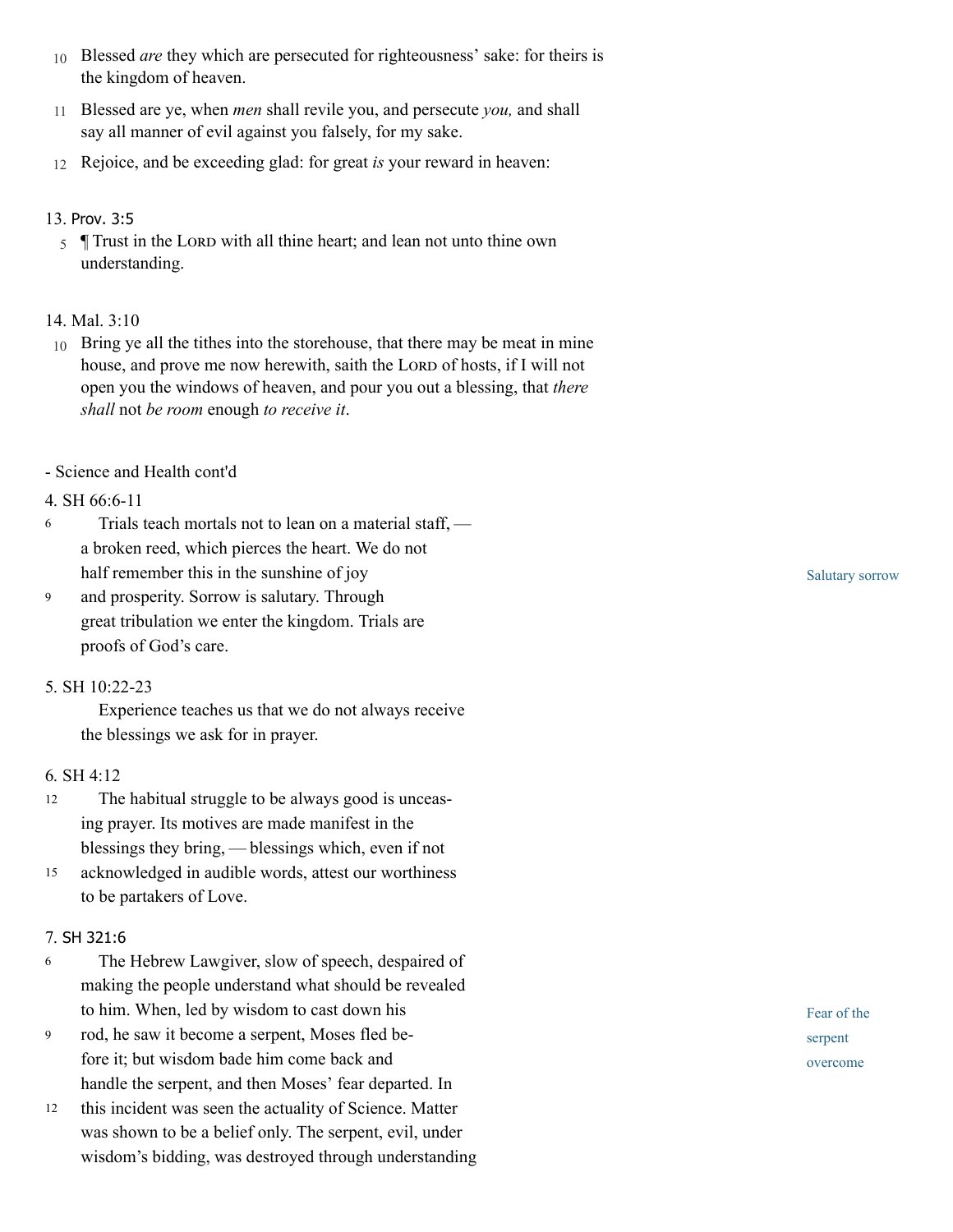10 Blessed *are* they which are persecuted for righteousness' sake: for theirs is the kingdom of heaven.

11 Blessed are ye, when *men* shall revile you, and persecute *you,* and shall say all manner of evil against you falsely, for my sake.

12 Rejoice, and be exceeding glad: for great *is* your reward in heaven:

13. Prov. 3:5

5 ¶ Trust in the LORD with all thine heart; and lean not unto thine own understanding.

14. Mal. 3:10

10 Bring ye all the tithes into the storehouse, that there may be meat in mine house, and prove me now herewith, saith the LORD of hosts, if I will not open you the windows of heaven, and pour you out a blessing, that *there shall* not *be room* enough *to receive it*.

- Science and Health cont'd

4. SH 66:6-11

*Salutary sorrow*

6 Trials teach mortals not to lean on a material staff, — a broken reed, which pierces the heart. We do not half remember this in the sunshine of joy
9 and prosperity. Sorrow is salutary. Through great tribulation we enter the kingdom. Trials are proofs of God's care.

5. SH 10:22-23

Experience teaches us that we do not always receive the blessings we ask for in prayer.

6. SH 4:12

12 The habitual struggle to be always good is unceasing prayer. Its motives are made manifest in the blessings they bring, — blessings which, even if not
15 acknowledged in audible words, attest our worthiness to be partakers of Love.

7. SH 321:6

*Fear of the serpent overcome*

6 The Hebrew Lawgiver, slow of speech, despaired of making the people understand what should be revealed to him. When, led by wisdom to cast down his
9 rod, he saw it become a serpent, Moses fled before it; but wisdom bade him come back and handle the serpent, and then Moses' fear departed. In
12 this incident was seen the actuality of Science. Matter was shown to be a belief only. The serpent, evil, under wisdom's bidding, was destroyed through understanding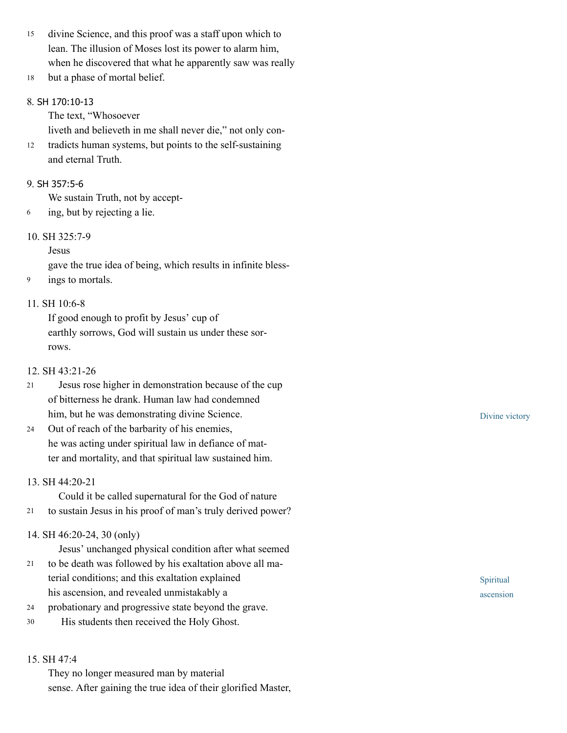divine Science, and this proof was a staff upon which to lean. The illusion of Moses lost its power to alarm him, when he discovered that what he apparently saw was really but a phase of mortal belief.

8. SH 170:10-13

The text, "Whosoever liveth and believeth in me shall never die," not only contradicts human systems, but points to the self-sustaining and eternal Truth.

9. SH 357:5-6

We sustain Truth, not by accepting, but by rejecting a lie.

10. SH 325:7-9

Jesus gave the true idea of being, which results in infinite blessings to mortals.

11. SH 10:6-8

If good enough to profit by Jesus' cup of earthly sorrows, God will sustain us under these sorrows.

12. SH 43:21-26

*Divine victory*

Jesus rose higher in demonstration because of the cup of bitterness he drank. Human law had condemned him, but he was demonstrating divine Science. Out of reach of the barbarity of his enemies, he was acting under spiritual law in defiance of matter and mortality, and that spiritual law sustained him.

13. SH 44:20-21

Could it be called supernatural for the God of nature to sustain Jesus in his proof of man's truly derived power?

14. SH 46:20-24, 30 (only)

*Spiritual ascension*

Jesus' unchanged physical condition after what seemed to be death was followed by his exaltation above all material conditions; and this exaltation explained his ascension, and revealed unmistakably a probationary and progressive state beyond the grave.

His students then received the Holy Ghost.

15. SH 47:4

They no longer measured man by material sense. After gaining the true idea of their glorified Master,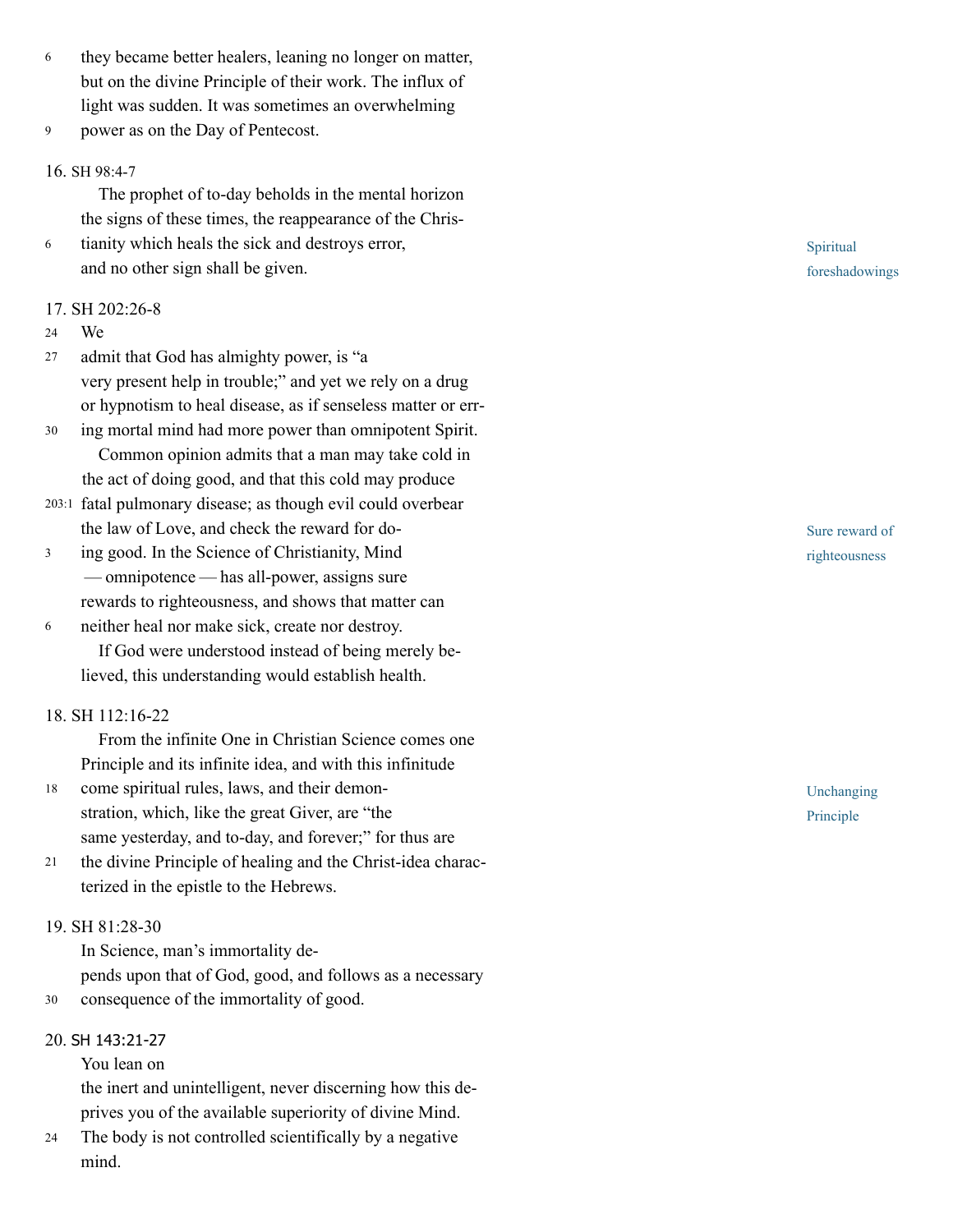they became better healers, leaning no longer on matter, but on the divine Principle of their work. The influx of light was sudden. It was sometimes an overwhelming power as on the Day of Pentecost.

16. SH 98:4-7

The prophet of to-day beholds in the mental horizon the signs of these times, the reappearance of the Christianity which heals the sick and destroys error, and no other sign shall be given.

Spiritual foreshadowings

17. SH 202:26-8

We admit that God has almighty power, is "a very present help in trouble;" and yet we rely on a drug or hypnotism to heal disease, as if senseless matter or erring mortal mind had more power than omnipotent Spirit.

Common opinion admits that a man may take cold in the act of doing good, and that this cold may produce fatal pulmonary disease; as though evil could overbear the law of Love, and check the reward for doing good. In the Science of Christianity, Mind — omnipotence — has all-power, assigns sure rewards to righteousness, and shows that matter can neither heal nor make sick, create nor destroy.

Sure reward of righteousness

If God were understood instead of being merely believed, this understanding would establish health.

18. SH 112:16-22

From the infinite One in Christian Science comes one Principle and its infinite idea, and with this infinitude come spiritual rules, laws, and their demonstration, which, like the great Giver, are "the same yesterday, and to-day, and forever;" for thus are the divine Principle of healing and the Christ-idea characterized in the epistle to the Hebrews.

Unchanging Principle

19. SH 81:28-30

In Science, man's immortality depends upon that of God, good, and follows as a necessary consequence of the immortality of good.

20. SH 143:21-27

You lean on the inert and unintelligent, never discerning how this deprives you of the available superiority of divine Mind. The body is not controlled scientifically by a negative mind.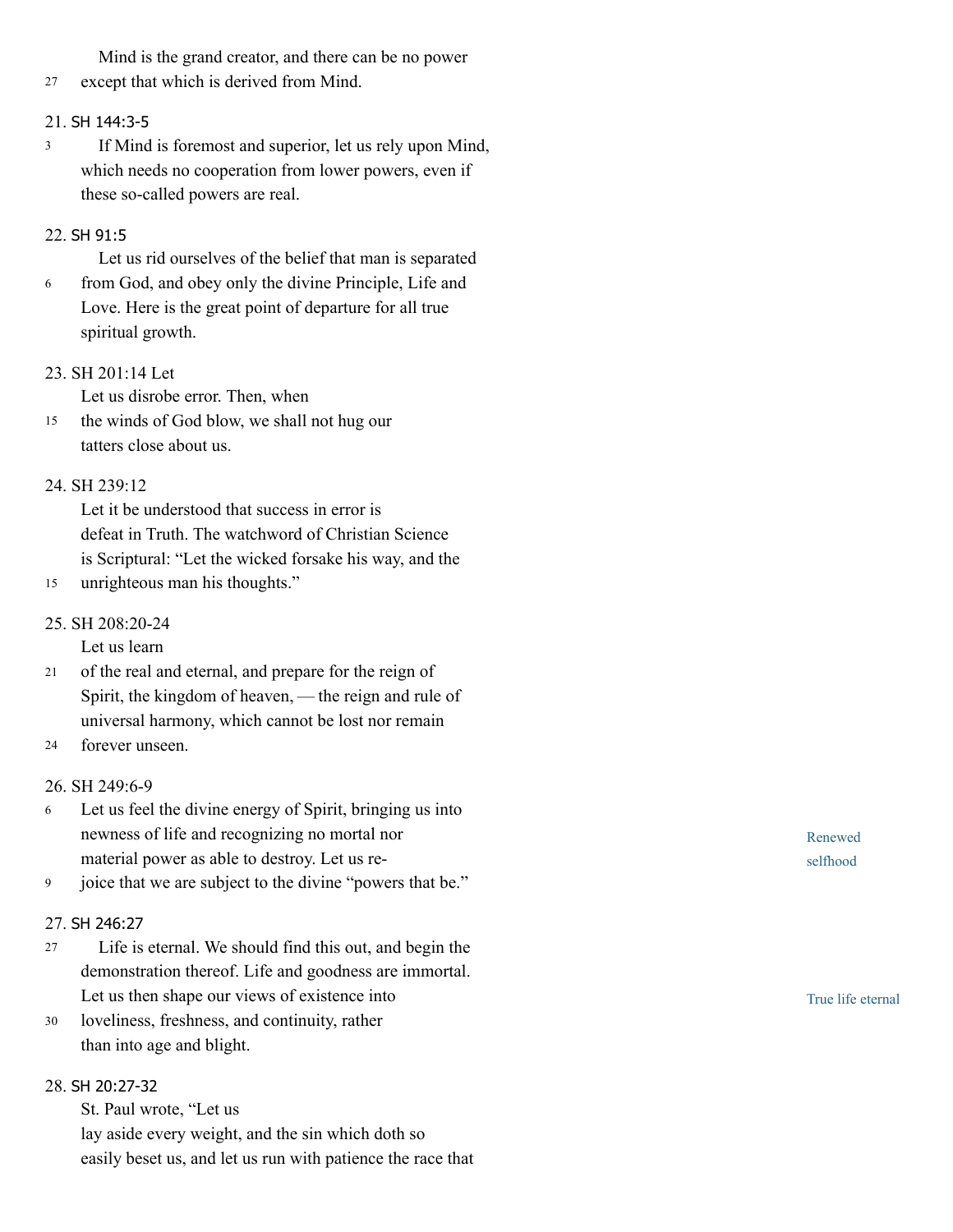Mind is the grand creator, and there can be no power except that which is derived from Mind.

21. SH 144:3-5

If Mind is foremost and superior, let us rely upon Mind, which needs no cooperation from lower powers, even if these so-called powers are real.

22. SH 91:5

Let us rid ourselves of the belief that man is separated from God, and obey only the divine Principle, Life and Love. Here is the great point of departure for all true spiritual growth.

23. SH 201:14 Let

Let us disrobe error. Then, when the winds of God blow, we shall not hug our tatters close about us.

24. SH 239:12

Let it be understood that success in error is defeat in Truth. The watchword of Christian Science is Scriptural: "Let the wicked forsake his way, and the unrighteous man his thoughts."

25. SH 208:20-24

Let us learn of the real and eternal, and prepare for the reign of Spirit, the kingdom of heaven, — the reign and rule of universal harmony, which cannot be lost nor remain forever unseen.

26. SH 249:6-9

Let us feel the divine energy of Spirit, bringing us into newness of life and recognizing no mortal nor material power as able to destroy. Let us rejoice that we are subject to the divine "powers that be."

*Renewed selfhood*

27. SH 246:27

Life is eternal. We should find this out, and begin the demonstration thereof. Life and goodness are immortal. Let us then shape our views of existence into loveliness, freshness, and continuity, rather than into age and blight.

*True life eternal*

28. SH 20:27-32

St. Paul wrote, "Let us lay aside every weight, and the sin which doth so easily beset us, and let us run with patience the race that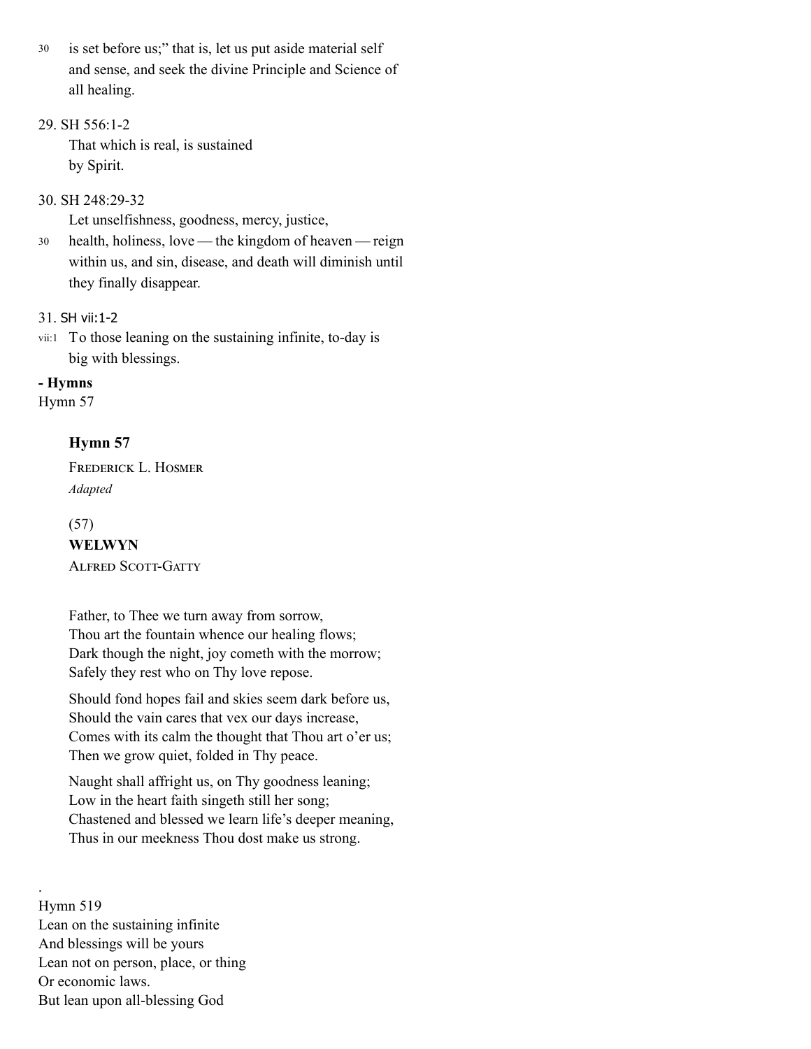30 is set before us;" that is, let us put aside material self and sense, and seek the divine Principle and Science of all healing.

29. SH 556:1-2

That which is real, is sustained by Spirit.

30. SH 248:29-32

Let unselfishness, goodness, mercy, justice,

30 health, holiness, love — the kingdom of heaven — reign within us, and sin, disease, and death will diminish until they finally disappear.

31. SH vii:1-2

vii:1 To those leaning on the sustaining infinite, to-day is big with blessings.

**- Hymns**

Hymn 57

**Hymn 57**

Frederick L. Hosmer
*Adapted*

(57)
**WELWYN**
Alfred Scott-Gatty

Father, to Thee we turn away from sorrow,
Thou art the fountain whence our healing flows;
Dark though the night, joy cometh with the morrow;
Safely they rest who on Thy love repose.

Should fond hopes fail and skies seem dark before us,
Should the vain cares that vex our days increase,
Comes with its calm the thought that Thou art o'er us;
Then we grow quiet, folded in Thy peace.

Naught shall affright us, on Thy goodness leaning;
Low in the heart faith singeth still her song;
Chastened and blessed we learn life's deeper meaning,
Thus in our meekness Thou dost make us strong.

.

Hymn 519
Lean on the sustaining infinite
And blessings will be yours
Lean not on person, place, or thing
Or economic laws.
But lean upon all-blessing God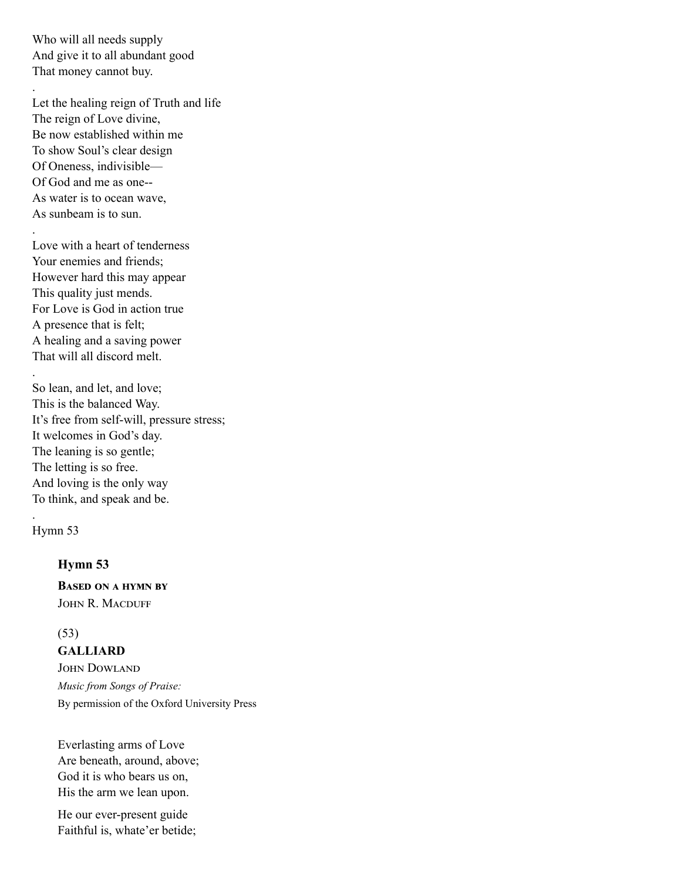Who will all needs supply
And give it to all abundant good
That money cannot buy.

.

Let the healing reign of Truth and life
The reign of Love divine,
Be now established within me
To show Soul's clear design
Of Oneness, indivisible—
Of God and me as one--
As water is to ocean wave,
As sunbeam is to sun.

.

Love with a heart of tenderness
Your enemies and friends;
However hard this may appear
This quality just mends.
For Love is God in action true
A presence that is felt;
A healing and a saving power
That will all discord melt.

.

So lean, and let, and love;
This is the balanced Way.
It's free from self-will, pressure stress;
It welcomes in God's day.
The leaning is so gentle;
The letting is so free.
And loving is the only way
To think, and speak and be.

.

Hymn 53

### Hymn 53

**Based on a hymn by**
John R. Macduff

(53)
**GALLIARD**
John Dowland
*Music from Songs of Praise:*
By permission of the Oxford University Press

Everlasting arms of Love
Are beneath, around, above;
God it is who bears us on,
His the arm we lean upon.

He our ever-present guide
Faithful is, whate'er betide;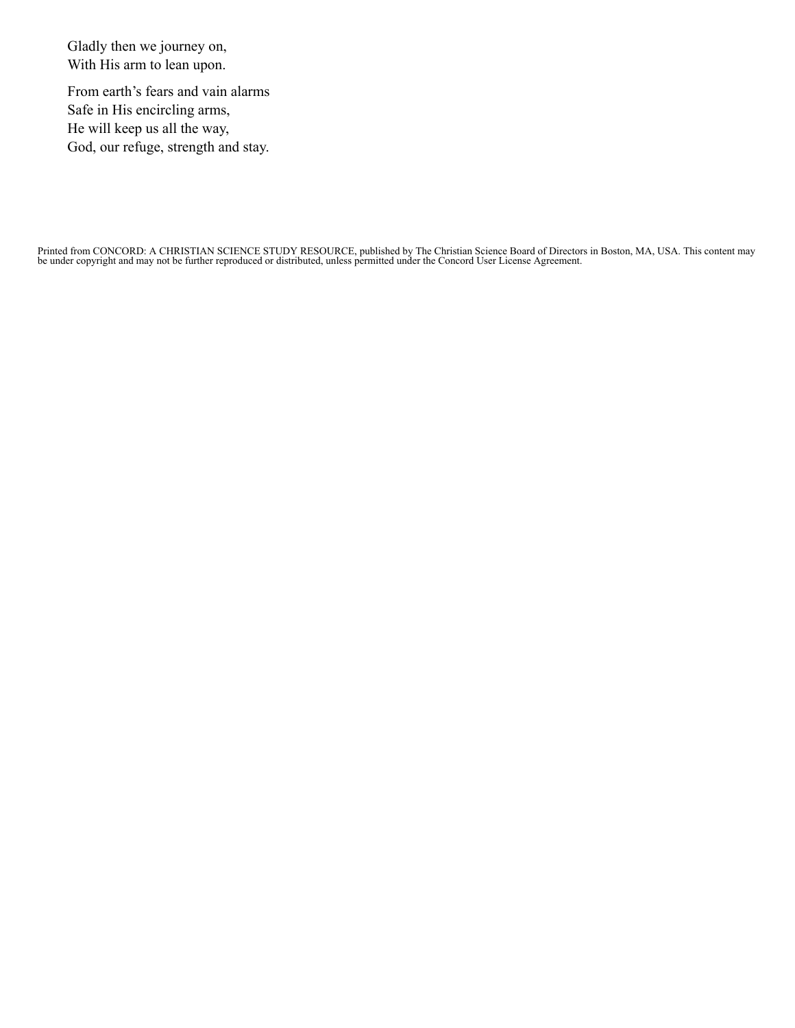Gladly then we journey on,
With His arm to lean upon.

From earth's fears and vain alarms
Safe in His encircling arms,
He will keep us all the way,
God, our refuge, strength and stay.

Printed from CONCORD: A CHRISTIAN SCIENCE STUDY RESOURCE, published by The Christian Science Board of Directors in Boston, MA, USA. This content may be under copyright and may not be further reproduced or distributed, unless permitted under the Concord User License Agreement.